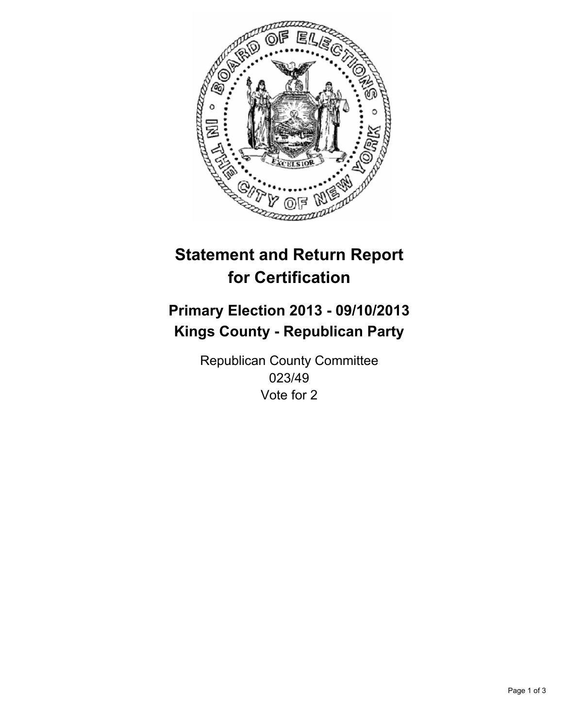# Statement and Return Report for Certification

## Primary Election 2013 - 09/10/2013
## Kings County - Republican Party

Republican County Committee
023/49
Vote for 2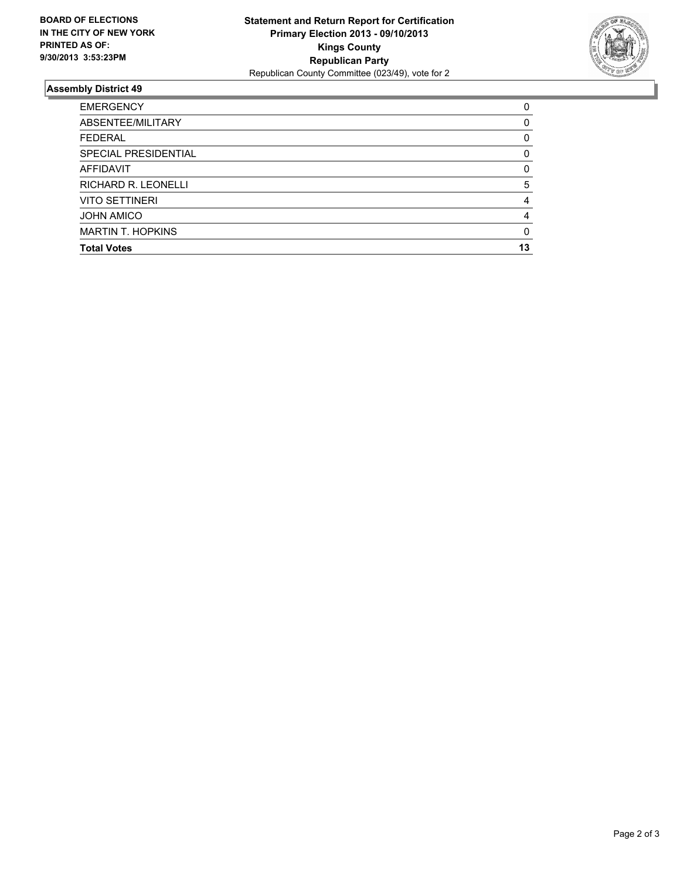**BOARD OF ELECTIONS IN THE CITY OF NEW YORK PRINTED AS OF: 9/30/2013 3:53:23PM**

**Statement and Return Report for Certification**
**Primary Election 2013 - 09/10/2013**
**Kings County**
**Republican Party**
Republican County Committee (023/49), vote for 2

### Assembly District 49

| | |
|---|---|
| EMERGENCY | 0 |
| ABSENTEE/MILITARY | 0 |
| FEDERAL | 0 |
| SPECIAL PRESIDENTIAL | 0 |
| AFFIDAVIT | 0 |
| RICHARD R. LEONELLI | 5 |
| VITO SETTINERI | 4 |
| JOHN AMICO | 4 |
| MARTIN T. HOPKINS | 0 |
| **Total Votes** | **13** |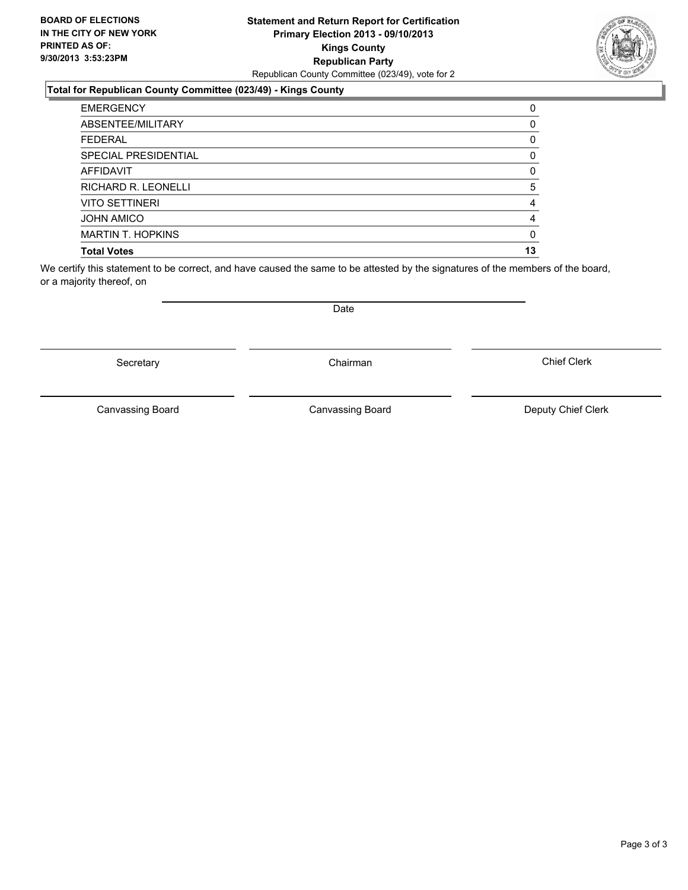**BOARD OF ELECTIONS IN THE CITY OF NEW YORK PRINTED AS OF: 9/30/2013 3:53:23PM**

**Statement and Return Report for Certification**
**Primary Election 2013 - 09/10/2013**
**Kings County**
**Republican Party**
Republican County Committee (023/49), vote for 2

**Total for Republican County Committee (023/49) - Kings County**

| | |
|---|---|
| EMERGENCY | 0 |
| ABSENTEE/MILITARY | 0 |
| FEDERAL | 0 |
| SPECIAL PRESIDENTIAL | 0 |
| AFFIDAVIT | 0 |
| RICHARD R. LEONELLI | 5 |
| VITO SETTINERI | 4 |
| JOHN AMICO | 4 |
| MARTIN T. HOPKINS | 0 |
| **Total Votes** | **13** |

We certify this statement to be correct, and have caused the same to be attested by the signatures of the members of the board, or a majority thereof, on

Date

Secretary | Chairman | Chief Clerk

Canvassing Board | Canvassing Board | Deputy Chief Clerk